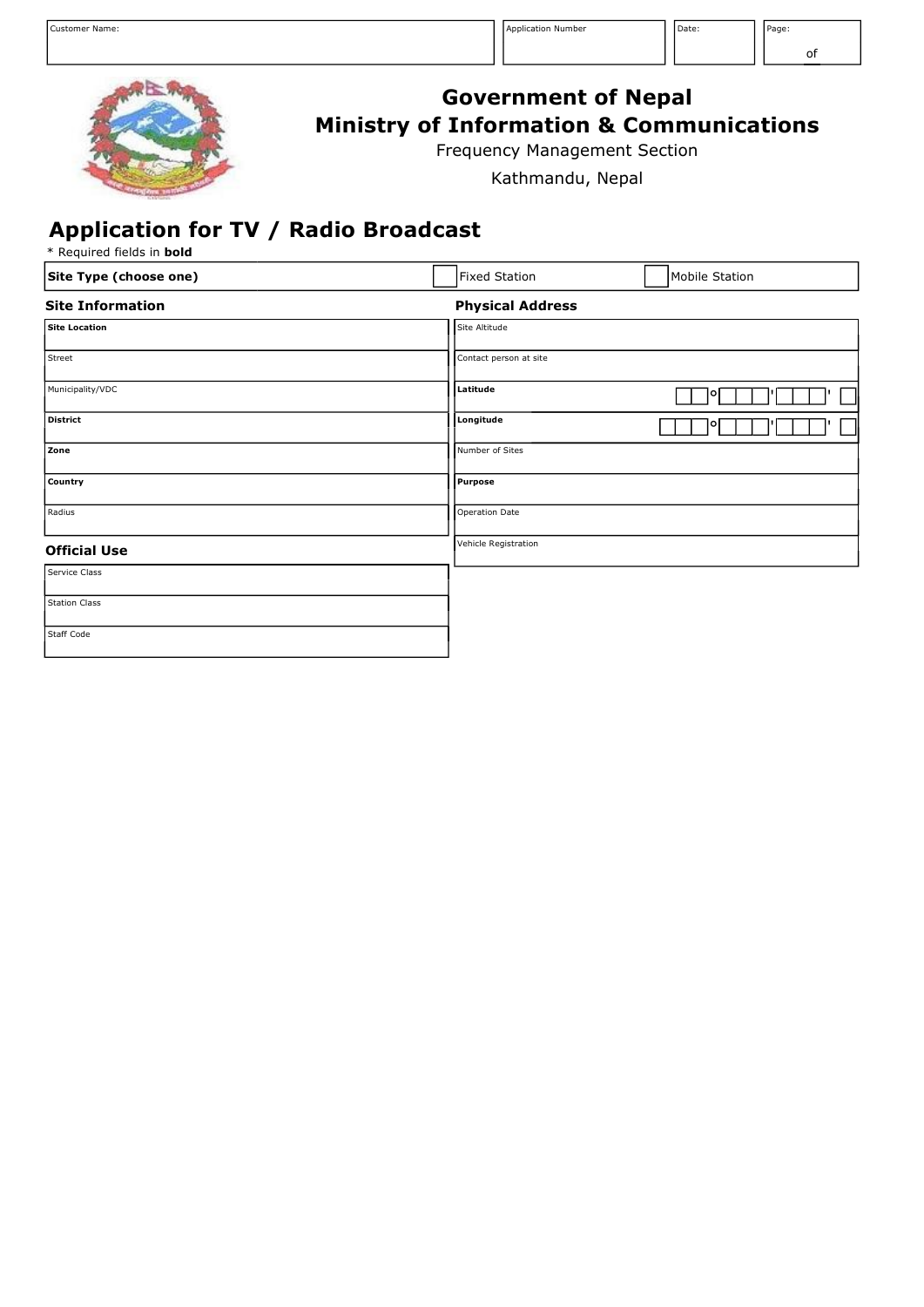| Customer Name: | Application Number | Date: | Page: of |
|---|---|---|---|
| | | | |

# Government of Nepal
## Ministry of Information & Communications
Frequency Management Section

Kathmandu, Nepal

## Application for TV / Radio Broadcast

\* Required fields in **bold**

| **Site Type (choose one)** | ☐ Fixed Station | ☐ Mobile Station |
|---|---|---|

### Site Information

| **Site Location** | |
|---|---|
| Street | |
| Municipality/VDC | |
| **District** | |
| **Zone** | |
| **Country** | |
| Radius | |

### Physical Address

| Site Altitude | |
|---|---|
| Contact person at site | |
| **Latitude** | ° ' ' |
| **Longitude** | ° ' ' |
| Number of Sites | |
| **Purpose** | |
| Operation Date | |
| Vehicle Registration | |

### Official Use

| Service Class | |
|---|---|
| Station Class | |
| Staff Code | |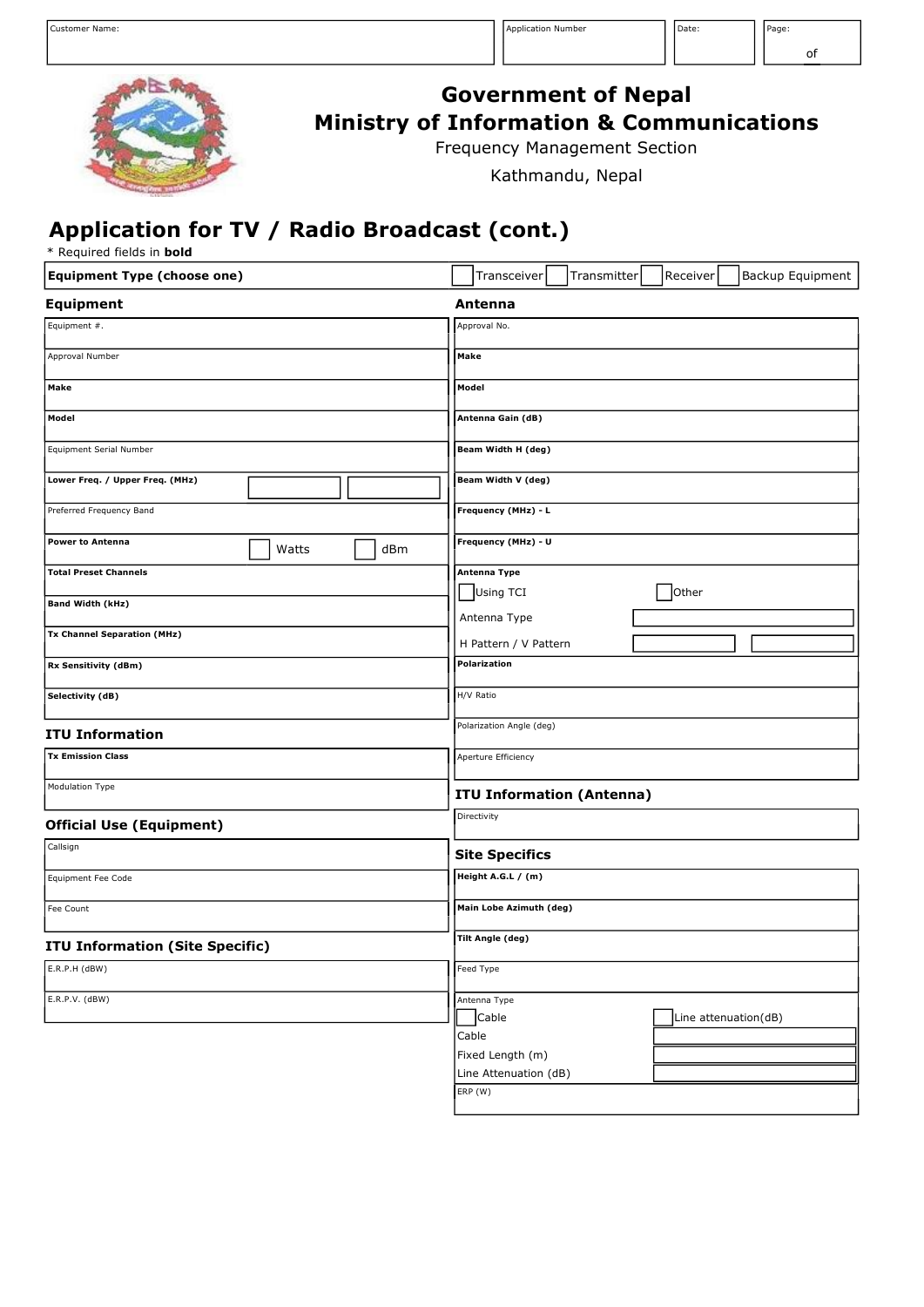| Customer Name: | Application Number | Date: | Page: of |
| --- | --- | --- | --- |
| | | | |

# Government of Nepal
## Ministry of Information & Communications

Frequency Management Section

Kathmandu, Nepal

## Application for TV / Radio Broadcast (cont.)

* Required fields in **bold**

**Equipment Type (choose one)** ☐ Transceiver ☐ Transmitter ☐ Receiver ☐ Backup Equipment

### Equipment

| | |
| --- | --- |
| Equipment #. | |
| Approval Number | |
| **Make** | |
| **Model** | |
| Equipment Serial Number | |
| **Lower Freq. / Upper Freq. (MHz)** | |
| Preferred Frequency Band | |
| **Power to Antenna** | ☐ Watts ☐ dBm |
| **Total Preset Channels** | |
| **Band Width (kHz)** | |
| **Tx Channel Separation (MHz)** | |
| **Rx Sensitivity (dBm)** | |
| **Selectivity (dB)** | |

### ITU Information

| | |
| --- | --- |
| **Tx Emission Class** | |
| Modulation Type | |

### Official Use (Equipment)

| | |
| --- | --- |
| Callsign | |
| Equipment Fee Code | |
| Fee Count | |

### ITU Information (Site Specific)

| | |
| --- | --- |
| E.R.P.H (dBW) | |
| E.R.P.V. (dBW) | |

### Antenna

| | |
| --- | --- |
| Approval No. | |
| **Make** | |
| **Model** | |
| **Antenna Gain (dB)** | |
| **Beam Width H (deg)** | |
| **Beam Width V (deg)** | |
| **Frequency (MHz) - L** | |
| **Frequency (MHz) - U** | |
| **Antenna Type** | ☐ Using TCI ☐ Other<br>Antenna Type<br>H Pattern / V Pattern |
| **Polarization** | |
| H/V Ratio | |
| Polarization Angle (deg) | |
| Aperture Efficiency | |

### ITU Information (Antenna)

| | |
| --- | --- |
| Directivity | |

### Site Specifics

| | |
| --- | --- |
| **Height A.G.L / (m)** | |
| **Main Lobe Azimuth (deg)** | |
| **Tilt Angle (deg)** | |
| Feed Type | |
| Antenna Type | ☐ Cable ☐ Line attenuation(dB)<br>Cable<br>Fixed Length (m)<br>Line Attenuation (dB) |
| ERP (W) | |